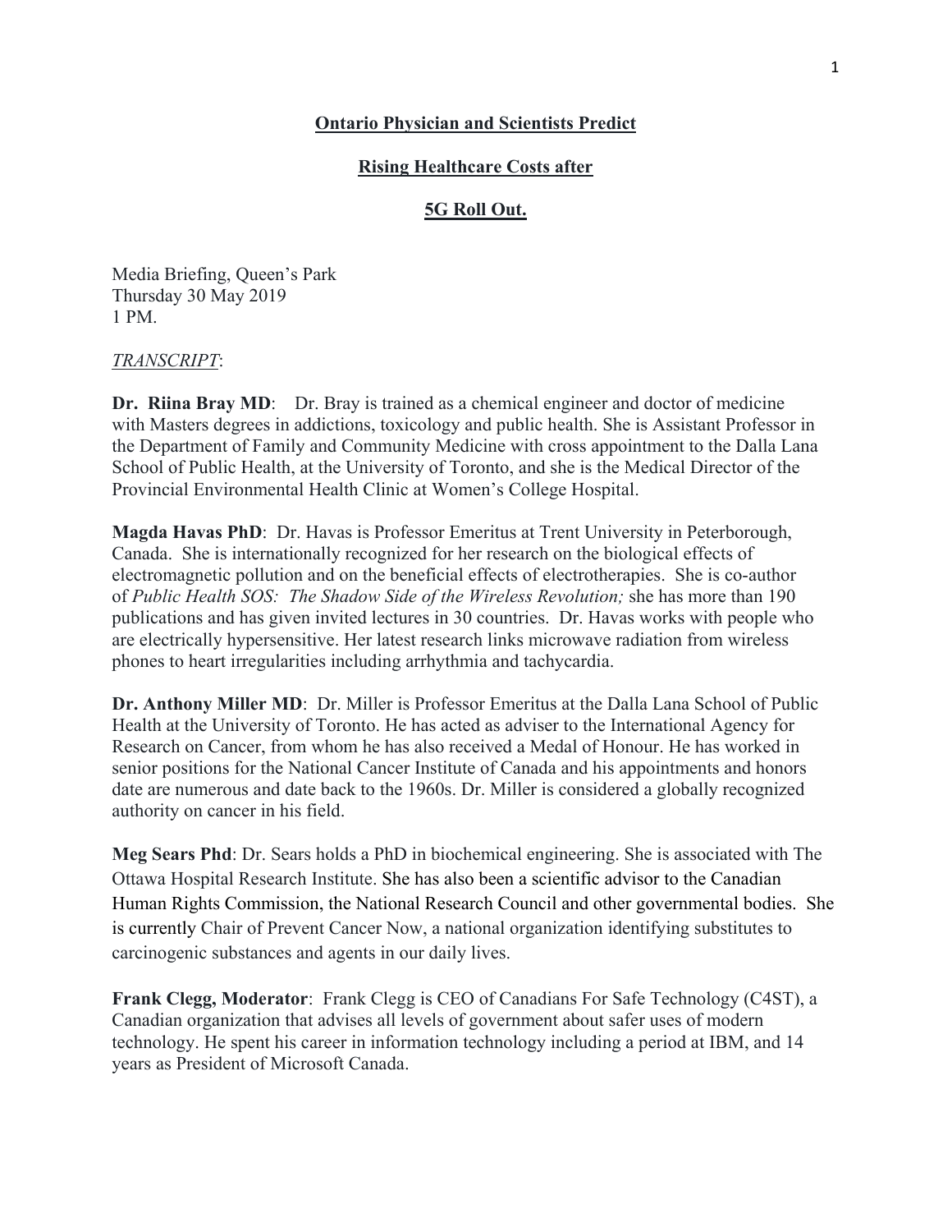**Ontario Physician and Scientists Predict**

**Rising Healthcare Costs after**

**5G Roll Out.**

Media Briefing, Queen's Park
Thursday 30 May 2019
1 PM.

*TRANSCRIPT*:

**Dr. Riina Bray MD**: Dr. Bray is trained as a chemical engineer and doctor of medicine with Masters degrees in addictions, toxicology and public health. She is Assistant Professor in the Department of Family and Community Medicine with cross appointment to the Dalla Lana School of Public Health, at the University of Toronto, and she is the Medical Director of the Provincial Environmental Health Clinic at Women's College Hospital.

**Magda Havas PhD**: Dr. Havas is Professor Emeritus at Trent University in Peterborough, Canada. She is internationally recognized for her research on the biological effects of electromagnetic pollution and on the beneficial effects of electrotherapies. She is co-author of *Public Health SOS: The Shadow Side of the Wireless Revolution;* she has more than 190 publications and has given invited lectures in 30 countries. Dr. Havas works with people who are electrically hypersensitive. Her latest research links microwave radiation from wireless phones to heart irregularities including arrhythmia and tachycardia.

**Dr. Anthony Miller MD**: Dr. Miller is Professor Emeritus at the Dalla Lana School of Public Health at the University of Toronto. He has acted as adviser to the International Agency for Research on Cancer, from whom he has also received a Medal of Honour. He has worked in senior positions for the National Cancer Institute of Canada and his appointments and honors date are numerous and date back to the 1960s. Dr. Miller is considered a globally recognized authority on cancer in his field.

**Meg Sears Phd**: Dr. Sears holds a PhD in biochemical engineering. She is associated with The Ottawa Hospital Research Institute. She has also been a scientific advisor to the Canadian Human Rights Commission, the National Research Council and other governmental bodies. She is currently Chair of Prevent Cancer Now, a national organization identifying substitutes to carcinogenic substances and agents in our daily lives.

**Frank Clegg, Moderator**: Frank Clegg is CEO of Canadians For Safe Technology (C4ST), a Canadian organization that advises all levels of government about safer uses of modern technology. He spent his career in information technology including a period at IBM, and 14 years as President of Microsoft Canada.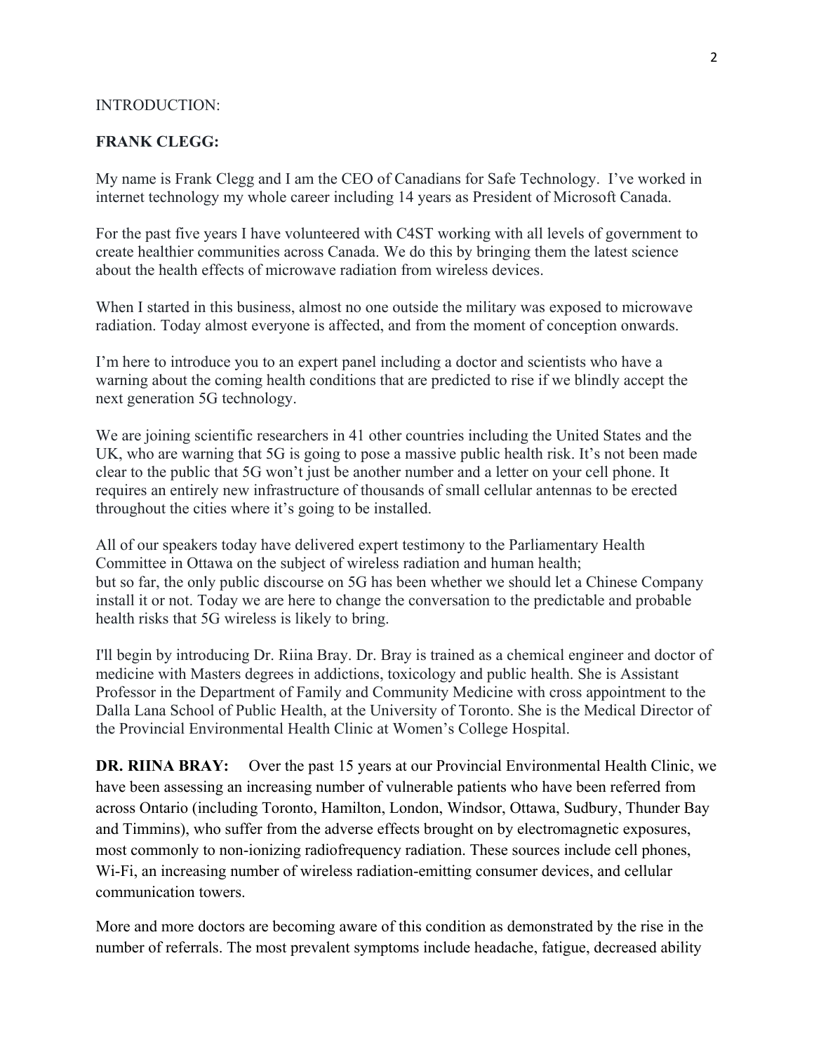INTRODUCTION:

**FRANK CLEGG:**

My name is Frank Clegg and I am the CEO of Canadians for Safe Technology. I've worked in internet technology my whole career including 14 years as President of Microsoft Canada.

For the past five years I have volunteered with C4ST working with all levels of government to create healthier communities across Canada. We do this by bringing them the latest science about the health effects of microwave radiation from wireless devices.

When I started in this business, almost no one outside the military was exposed to microwave radiation. Today almost everyone is affected, and from the moment of conception onwards.

I'm here to introduce you to an expert panel including a doctor and scientists who have a warning about the coming health conditions that are predicted to rise if we blindly accept the next generation 5G technology.

We are joining scientific researchers in 41 other countries including the United States and the UK, who are warning that 5G is going to pose a massive public health risk. It's not been made clear to the public that 5G won't just be another number and a letter on your cell phone. It requires an entirely new infrastructure of thousands of small cellular antennas to be erected throughout the cities where it's going to be installed.

All of our speakers today have delivered expert testimony to the Parliamentary Health Committee in Ottawa on the subject of wireless radiation and human health;
but so far, the only public discourse on 5G has been whether we should let a Chinese Company install it or not. Today we are here to change the conversation to the predictable and probable health risks that 5G wireless is likely to bring.

I'll begin by introducing Dr. Riina Bray. Dr. Bray is trained as a chemical engineer and doctor of medicine with Masters degrees in addictions, toxicology and public health. She is Assistant Professor in the Department of Family and Community Medicine with cross appointment to the Dalla Lana School of Public Health, at the University of Toronto. She is the Medical Director of the Provincial Environmental Health Clinic at Women's College Hospital.

**DR. RIINA BRAY:** Over the past 15 years at our Provincial Environmental Health Clinic, we have been assessing an increasing number of vulnerable patients who have been referred from across Ontario (including Toronto, Hamilton, London, Windsor, Ottawa, Sudbury, Thunder Bay and Timmins), who suffer from the adverse effects brought on by electromagnetic exposures, most commonly to non-ionizing radiofrequency radiation. These sources include cell phones, Wi-Fi, an increasing number of wireless radiation-emitting consumer devices, and cellular communication towers.

More and more doctors are becoming aware of this condition as demonstrated by the rise in the number of referrals. The most prevalent symptoms include headache, fatigue, decreased ability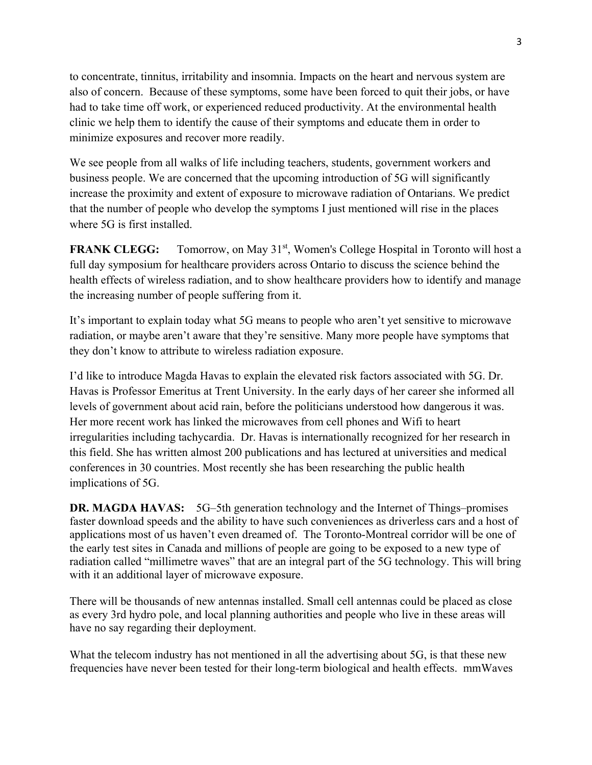to concentrate, tinnitus, irritability and insomnia. Impacts on the heart and nervous system are also of concern. Because of these symptoms, some have been forced to quit their jobs, or have had to take time off work, or experienced reduced productivity. At the environmental health clinic we help them to identify the cause of their symptoms and educate them in order to minimize exposures and recover more readily.

We see people from all walks of life including teachers, students, government workers and business people. We are concerned that the upcoming introduction of 5G will significantly increase the proximity and extent of exposure to microwave radiation of Ontarians. We predict that the number of people who develop the symptoms I just mentioned will rise in the places where 5G is first installed.

**FRANK CLEGG:** Tomorrow, on May 31st, Women's College Hospital in Toronto will host a full day symposium for healthcare providers across Ontario to discuss the science behind the health effects of wireless radiation, and to show healthcare providers how to identify and manage the increasing number of people suffering from it.

It's important to explain today what 5G means to people who aren't yet sensitive to microwave radiation, or maybe aren't aware that they're sensitive. Many more people have symptoms that they don't know to attribute to wireless radiation exposure.

I'd like to introduce Magda Havas to explain the elevated risk factors associated with 5G. Dr. Havas is Professor Emeritus at Trent University. In the early days of her career she informed all levels of government about acid rain, before the politicians understood how dangerous it was. Her more recent work has linked the microwaves from cell phones and Wifi to heart irregularities including tachycardia. Dr. Havas is internationally recognized for her research in this field. She has written almost 200 publications and has lectured at universities and medical conferences in 30 countries. Most recently she has been researching the public health implications of 5G.

**DR. MAGDA HAVAS:** 5G–5th generation technology and the Internet of Things–promises faster download speeds and the ability to have such conveniences as driverless cars and a host of applications most of us haven't even dreamed of. The Toronto-Montreal corridor will be one of the early test sites in Canada and millions of people are going to be exposed to a new type of radiation called "millimetre waves" that are an integral part of the 5G technology. This will bring with it an additional layer of microwave exposure.

There will be thousands of new antennas installed. Small cell antennas could be placed as close as every 3rd hydro pole, and local planning authorities and people who live in these areas will have no say regarding their deployment.

What the telecom industry has not mentioned in all the advertising about 5G, is that these new frequencies have never been tested for their long-term biological and health effects. mmWaves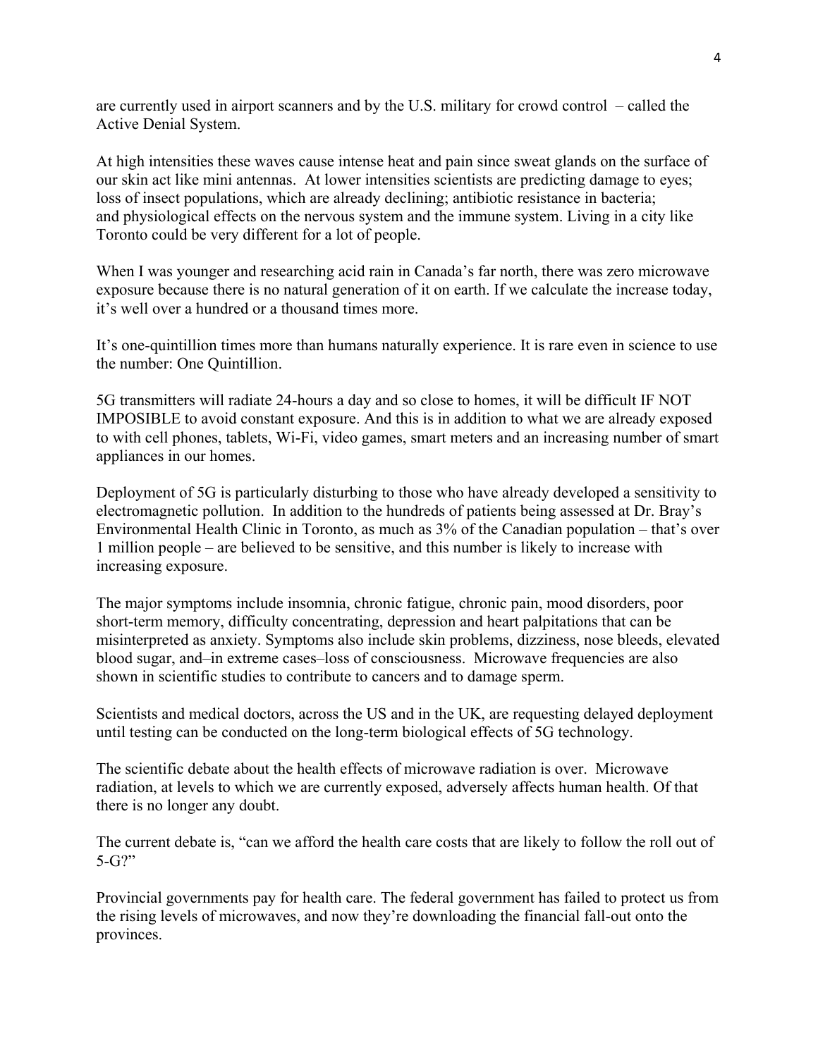are currently used in airport scanners and by the U.S. military for crowd control – called the Active Denial System.

At high intensities these waves cause intense heat and pain since sweat glands on the surface of our skin act like mini antennas. At lower intensities scientists are predicting damage to eyes; loss of insect populations, which are already declining; antibiotic resistance in bacteria; and physiological effects on the nervous system and the immune system. Living in a city like Toronto could be very different for a lot of people.

When I was younger and researching acid rain in Canada's far north, there was zero microwave exposure because there is no natural generation of it on earth. If we calculate the increase today, it's well over a hundred or a thousand times more.

It's one-quintillion times more than humans naturally experience. It is rare even in science to use the number: One Quintillion.

5G transmitters will radiate 24-hours a day and so close to homes, it will be difficult IF NOT IMPOSIBLE to avoid constant exposure. And this is in addition to what we are already exposed to with cell phones, tablets, Wi-Fi, video games, smart meters and an increasing number of smart appliances in our homes.

Deployment of 5G is particularly disturbing to those who have already developed a sensitivity to electromagnetic pollution. In addition to the hundreds of patients being assessed at Dr. Bray's Environmental Health Clinic in Toronto, as much as 3% of the Canadian population – that's over 1 million people – are believed to be sensitive, and this number is likely to increase with increasing exposure.

The major symptoms include insomnia, chronic fatigue, chronic pain, mood disorders, poor short-term memory, difficulty concentrating, depression and heart palpitations that can be misinterpreted as anxiety. Symptoms also include skin problems, dizziness, nose bleeds, elevated blood sugar, and–in extreme cases–loss of consciousness. Microwave frequencies are also shown in scientific studies to contribute to cancers and to damage sperm.

Scientists and medical doctors, across the US and in the UK, are requesting delayed deployment until testing can be conducted on the long-term biological effects of 5G technology.

The scientific debate about the health effects of microwave radiation is over. Microwave radiation, at levels to which we are currently exposed, adversely affects human health. Of that there is no longer any doubt.

The current debate is, "can we afford the health care costs that are likely to follow the roll out of 5-G?"

Provincial governments pay for health care. The federal government has failed to protect us from the rising levels of microwaves, and now they're downloading the financial fall-out onto the provinces.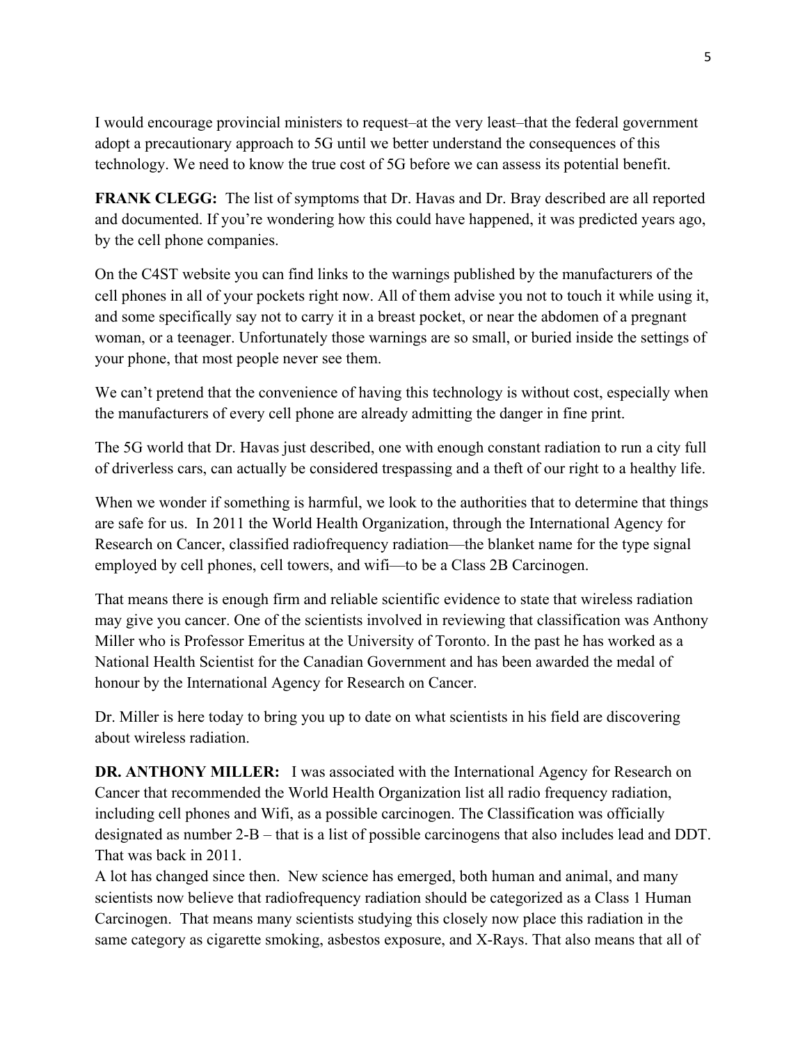I would encourage provincial ministers to request–at the very least–that the federal government adopt a precautionary approach to 5G until we better understand the consequences of this technology. We need to know the true cost of 5G before we can assess its potential benefit.

**FRANK CLEGG:** The list of symptoms that Dr. Havas and Dr. Bray described are all reported and documented. If you're wondering how this could have happened, it was predicted years ago, by the cell phone companies.

On the C4ST website you can find links to the warnings published by the manufacturers of the cell phones in all of your pockets right now. All of them advise you not to touch it while using it, and some specifically say not to carry it in a breast pocket, or near the abdomen of a pregnant woman, or a teenager. Unfortunately those warnings are so small, or buried inside the settings of your phone, that most people never see them.

We can't pretend that the convenience of having this technology is without cost, especially when the manufacturers of every cell phone are already admitting the danger in fine print.

The 5G world that Dr. Havas just described, one with enough constant radiation to run a city full of driverless cars, can actually be considered trespassing and a theft of our right to a healthy life.

When we wonder if something is harmful, we look to the authorities that to determine that things are safe for us. In 2011 the World Health Organization, through the International Agency for Research on Cancer, classified radiofrequency radiation—the blanket name for the type signal employed by cell phones, cell towers, and wifi—to be a Class 2B Carcinogen.

That means there is enough firm and reliable scientific evidence to state that wireless radiation may give you cancer. One of the scientists involved in reviewing that classification was Anthony Miller who is Professor Emeritus at the University of Toronto. In the past he has worked as a National Health Scientist for the Canadian Government and has been awarded the medal of honour by the International Agency for Research on Cancer.

Dr. Miller is here today to bring you up to date on what scientists in his field are discovering about wireless radiation.

**DR. ANTHONY MILLER:** I was associated with the International Agency for Research on Cancer that recommended the World Health Organization list all radio frequency radiation, including cell phones and Wifi, as a possible carcinogen. The Classification was officially designated as number 2-B – that is a list of possible carcinogens that also includes lead and DDT. That was back in 2011.

A lot has changed since then. New science has emerged, both human and animal, and many scientists now believe that radiofrequency radiation should be categorized as a Class 1 Human Carcinogen. That means many scientists studying this closely now place this radiation in the same category as cigarette smoking, asbestos exposure, and X-Rays. That also means that all of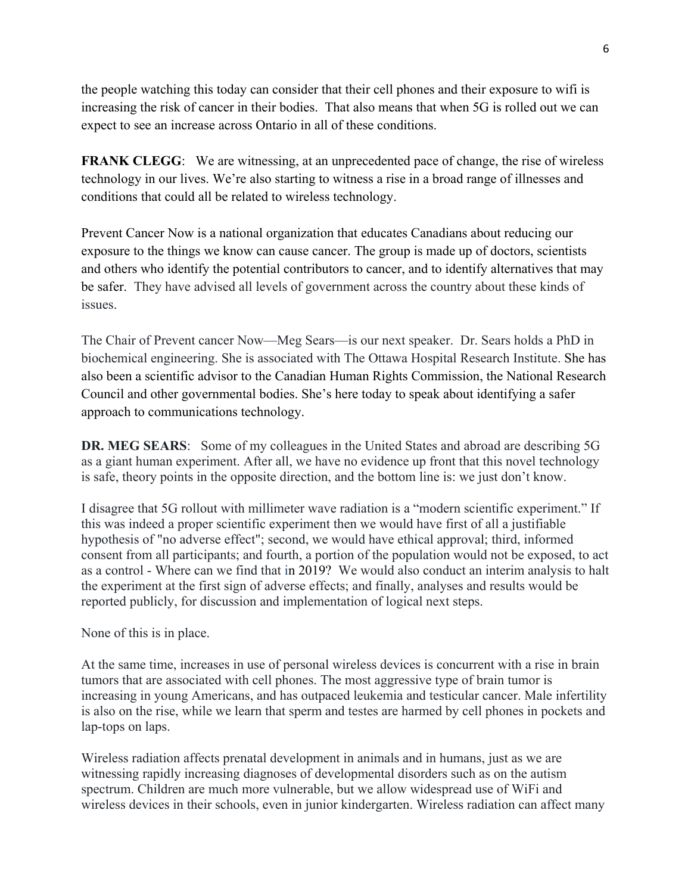the people watching this today can consider that their cell phones and their exposure to wifi is increasing the risk of cancer in their bodies. That also means that when 5G is rolled out we can expect to see an increase across Ontario in all of these conditions.

**FRANK CLEGG**: We are witnessing, at an unprecedented pace of change, the rise of wireless technology in our lives. We're also starting to witness a rise in a broad range of illnesses and conditions that could all be related to wireless technology.

Prevent Cancer Now is a national organization that educates Canadians about reducing our exposure to the things we know can cause cancer. The group is made up of doctors, scientists and others who identify the potential contributors to cancer, and to identify alternatives that may be safer. They have advised all levels of government across the country about these kinds of issues.

The Chair of Prevent cancer Now—Meg Sears—is our next speaker. Dr. Sears holds a PhD in biochemical engineering. She is associated with The Ottawa Hospital Research Institute. She has also been a scientific advisor to the Canadian Human Rights Commission, the National Research Council and other governmental bodies. She's here today to speak about identifying a safer approach to communications technology.

**DR. MEG SEARS**: Some of my colleagues in the United States and abroad are describing 5G as a giant human experiment. After all, we have no evidence up front that this novel technology is safe, theory points in the opposite direction, and the bottom line is: we just don't know.

I disagree that 5G rollout with millimeter wave radiation is a "modern scientific experiment." If this was indeed a proper scientific experiment then we would have first of all a justifiable hypothesis of "no adverse effect"; second, we would have ethical approval; third, informed consent from all participants; and fourth, a portion of the population would not be exposed, to act as a control - Where can we find that in 2019? We would also conduct an interim analysis to halt the experiment at the first sign of adverse effects; and finally, analyses and results would be reported publicly, for discussion and implementation of logical next steps.

None of this is in place.

At the same time, increases in use of personal wireless devices is concurrent with a rise in brain tumors that are associated with cell phones. The most aggressive type of brain tumor is increasing in young Americans, and has outpaced leukemia and testicular cancer. Male infertility is also on the rise, while we learn that sperm and testes are harmed by cell phones in pockets and lap-tops on laps.

Wireless radiation affects prenatal development in animals and in humans, just as we are witnessing rapidly increasing diagnoses of developmental disorders such as on the autism spectrum. Children are much more vulnerable, but we allow widespread use of WiFi and wireless devices in their schools, even in junior kindergarten. Wireless radiation can affect many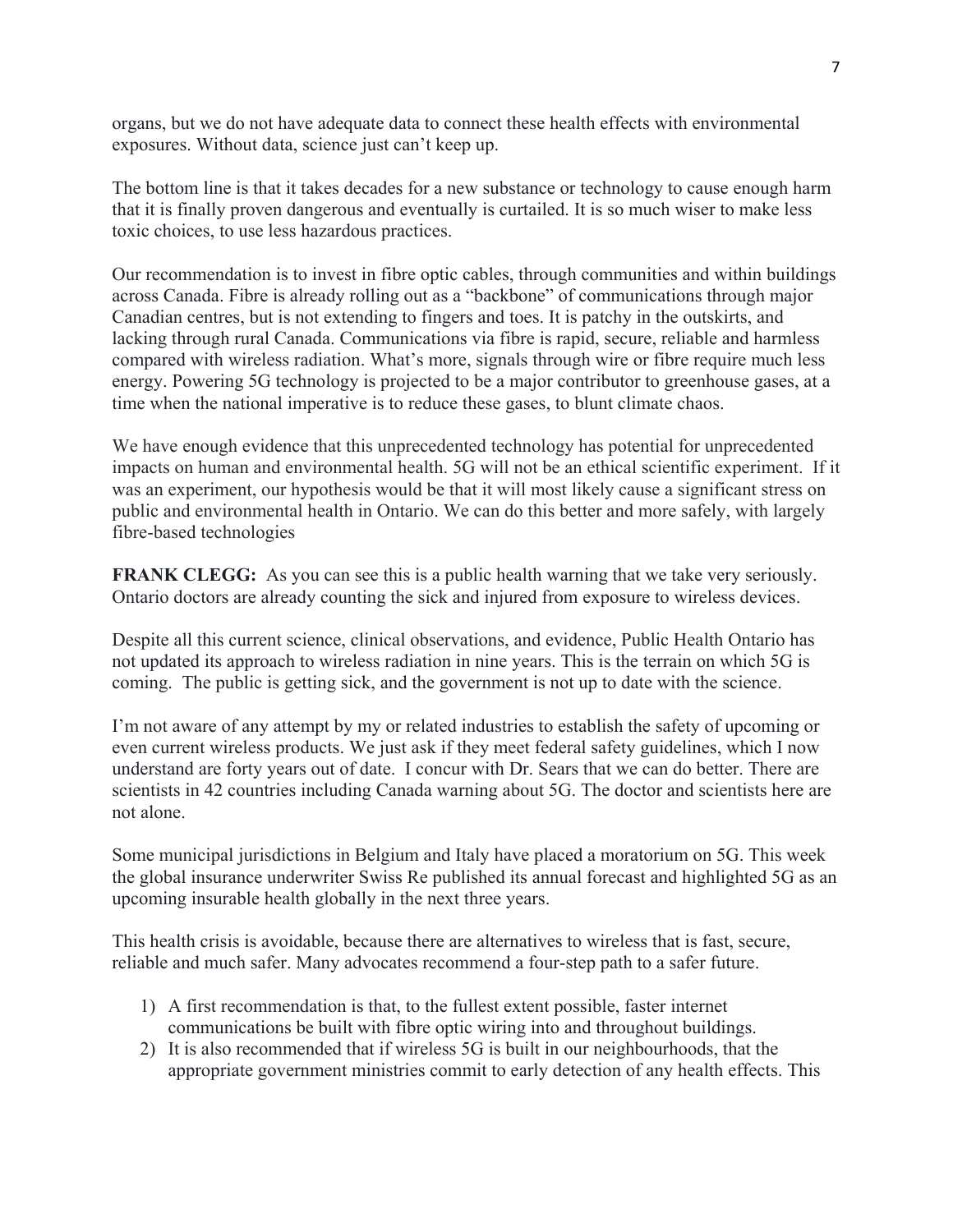organs, but we do not have adequate data to connect these health effects with environmental exposures. Without data, science just can't keep up.

The bottom line is that it takes decades for a new substance or technology to cause enough harm that it is finally proven dangerous and eventually is curtailed. It is so much wiser to make less toxic choices, to use less hazardous practices.

Our recommendation is to invest in fibre optic cables, through communities and within buildings across Canada. Fibre is already rolling out as a "backbone" of communications through major Canadian centres, but is not extending to fingers and toes. It is patchy in the outskirts, and lacking through rural Canada. Communications via fibre is rapid, secure, reliable and harmless compared with wireless radiation. What's more, signals through wire or fibre require much less energy. Powering 5G technology is projected to be a major contributor to greenhouse gases, at a time when the national imperative is to reduce these gases, to blunt climate chaos.

We have enough evidence that this unprecedented technology has potential for unprecedented impacts on human and environmental health. 5G will not be an ethical scientific experiment. If it was an experiment, our hypothesis would be that it will most likely cause a significant stress on public and environmental health in Ontario. We can do this better and more safely, with largely fibre-based technologies

**FRANK CLEGG:** As you can see this is a public health warning that we take very seriously. Ontario doctors are already counting the sick and injured from exposure to wireless devices.

Despite all this current science, clinical observations, and evidence, Public Health Ontario has not updated its approach to wireless radiation in nine years. This is the terrain on which 5G is coming. The public is getting sick, and the government is not up to date with the science.

I'm not aware of any attempt by my or related industries to establish the safety of upcoming or even current wireless products. We just ask if they meet federal safety guidelines, which I now understand are forty years out of date. I concur with Dr. Sears that we can do better. There are scientists in 42 countries including Canada warning about 5G. The doctor and scientists here are not alone.

Some municipal jurisdictions in Belgium and Italy have placed a moratorium on 5G. This week the global insurance underwriter Swiss Re published its annual forecast and highlighted 5G as an upcoming insurable health globally in the next three years.

This health crisis is avoidable, because there are alternatives to wireless that is fast, secure, reliable and much safer. Many advocates recommend a four-step path to a safer future.

1) A first recommendation is that, to the fullest extent possible, faster internet communications be built with fibre optic wiring into and throughout buildings.
2) It is also recommended that if wireless 5G is built in our neighbourhoods, that the appropriate government ministries commit to early detection of any health effects. This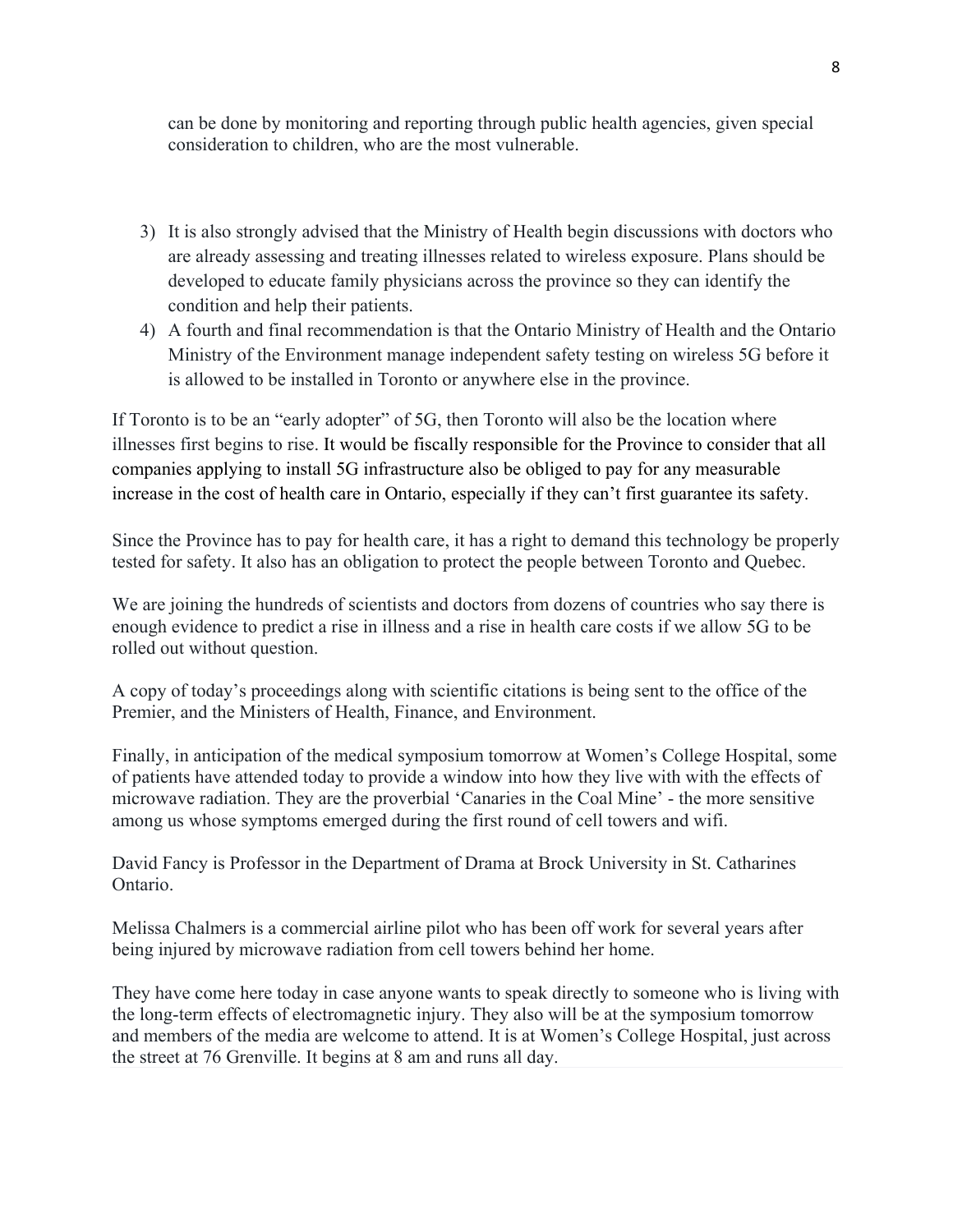can be done by monitoring and reporting through public health agencies, given special consideration to children, who are the most vulnerable.

3) It is also strongly advised that the Ministry of Health begin discussions with doctors who are already assessing and treating illnesses related to wireless exposure. Plans should be developed to educate family physicians across the province so they can identify the condition and help their patients.
4) A fourth and final recommendation is that the Ontario Ministry of Health and the Ontario Ministry of the Environment manage independent safety testing on wireless 5G before it is allowed to be installed in Toronto or anywhere else in the province.

If Toronto is to be an "early adopter" of 5G, then Toronto will also be the location where illnesses first begins to rise. It would be fiscally responsible for the Province to consider that all companies applying to install 5G infrastructure also be obliged to pay for any measurable increase in the cost of health care in Ontario, especially if they can't first guarantee its safety.

Since the Province has to pay for health care, it has a right to demand this technology be properly tested for safety. It also has an obligation to protect the people between Toronto and Quebec.

We are joining the hundreds of scientists and doctors from dozens of countries who say there is enough evidence to predict a rise in illness and a rise in health care costs if we allow 5G to be rolled out without question.

A copy of today's proceedings along with scientific citations is being sent to the office of the Premier, and the Ministers of Health, Finance, and Environment.

Finally, in anticipation of the medical symposium tomorrow at Women's College Hospital, some of patients have attended today to provide a window into how they live with with the effects of microwave radiation. They are the proverbial 'Canaries in the Coal Mine' - the more sensitive among us whose symptoms emerged during the first round of cell towers and wifi.

David Fancy is Professor in the Department of Drama at Brock University in St. Catharines Ontario.

Melissa Chalmers is a commercial airline pilot who has been off work for several years after being injured by microwave radiation from cell towers behind her home.

They have come here today in case anyone wants to speak directly to someone who is living with the long-term effects of electromagnetic injury. They also will be at the symposium tomorrow and members of the media are welcome to attend. It is at Women's College Hospital, just across the street at 76 Grenville. It begins at 8 am and runs all day.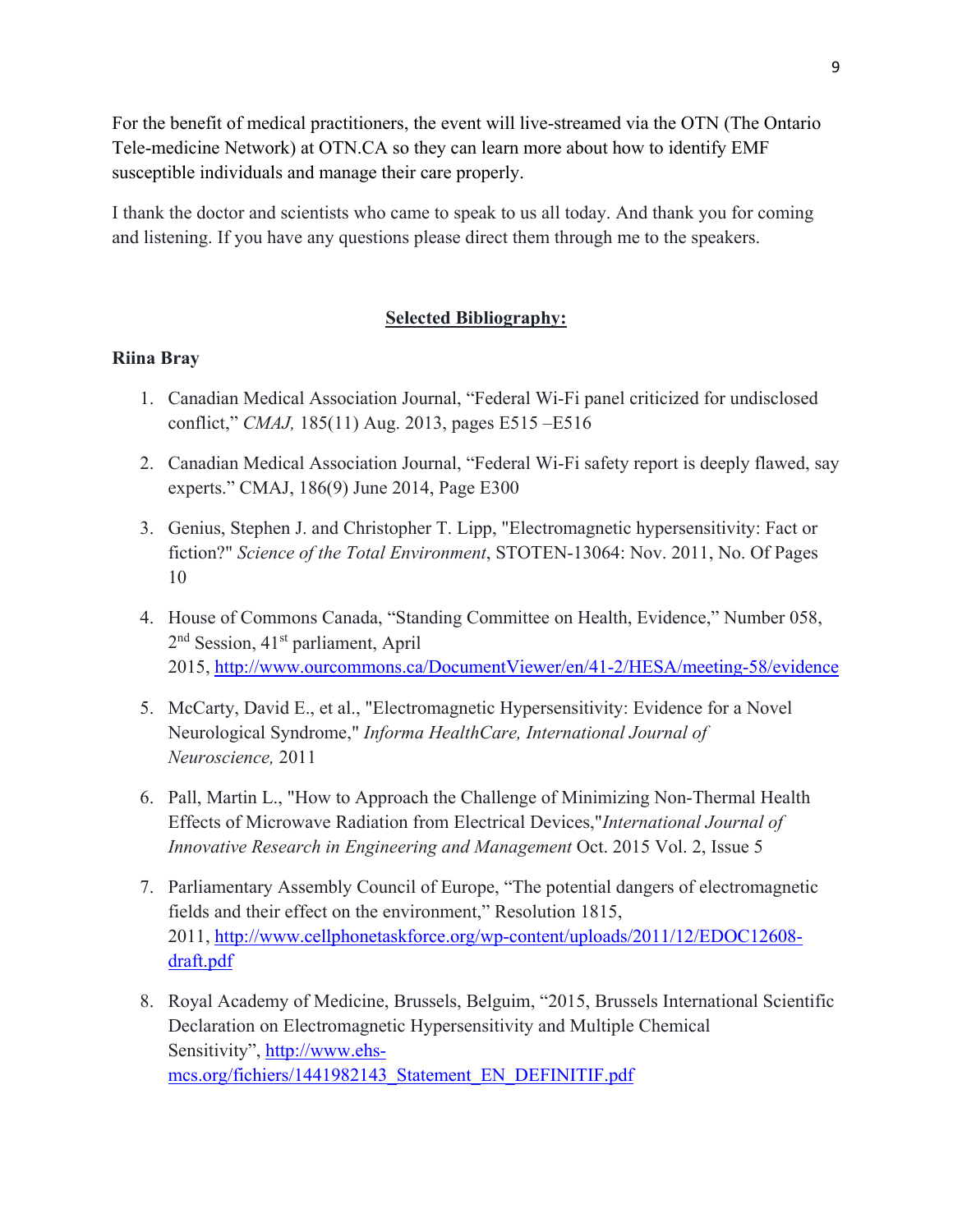For the benefit of medical practitioners, the event will live-streamed via the OTN (The Ontario Tele-medicine Network) at OTN.CA so they can learn more about how to identify EMF susceptible individuals and manage their care properly.

I thank the doctor and scientists who came to speak to us all today. And thank you for coming and listening. If you have any questions please direct them through me to the speakers.

## **Selected Bibliography:**

**Riina Bray**

1. Canadian Medical Association Journal, "Federal Wi-Fi panel criticized for undisclosed conflict," *CMAJ,* 185(11) Aug. 2013, pages E515 –E516

2. Canadian Medical Association Journal, "Federal Wi-Fi safety report is deeply flawed, say experts." CMAJ, 186(9) June 2014, Page E300

3. Genius, Stephen J. and Christopher T. Lipp, "Electromagnetic hypersensitivity: Fact or fiction?" *Science of the Total Environment*, STOTEN-13064: Nov. 2011, No. Of Pages 10

4. House of Commons Canada, "Standing Committee on Health, Evidence," Number 058, 2nd Session, 41st parliament, April 2015, http://www.ourcommons.ca/DocumentViewer/en/41-2/HESA/meeting-58/evidence

5. McCarty, David E., et al., "Electromagnetic Hypersensitivity: Evidence for a Novel Neurological Syndrome," *Informa HealthCare, International Journal of Neuroscience,* 2011

6. Pall, Martin L., "How to Approach the Challenge of Minimizing Non-Thermal Health Effects of Microwave Radiation from Electrical Devices,"*International Journal of Innovative Research in Engineering and Management* Oct. 2015 Vol. 2, Issue 5

7. Parliamentary Assembly Council of Europe, "The potential dangers of electromagnetic fields and their effect on the environment," Resolution 1815, 2011, http://www.cellphonetaskforce.org/wp-content/uploads/2011/12/EDOC12608-draft.pdf

8. Royal Academy of Medicine, Brussels, Belguim, "2015, Brussels International Scientific Declaration on Electromagnetic Hypersensitivity and Multiple Chemical Sensitivity", http://www.ehs-mcs.org/fichiers/1441982143_Statement_EN_DEFINITIF.pdf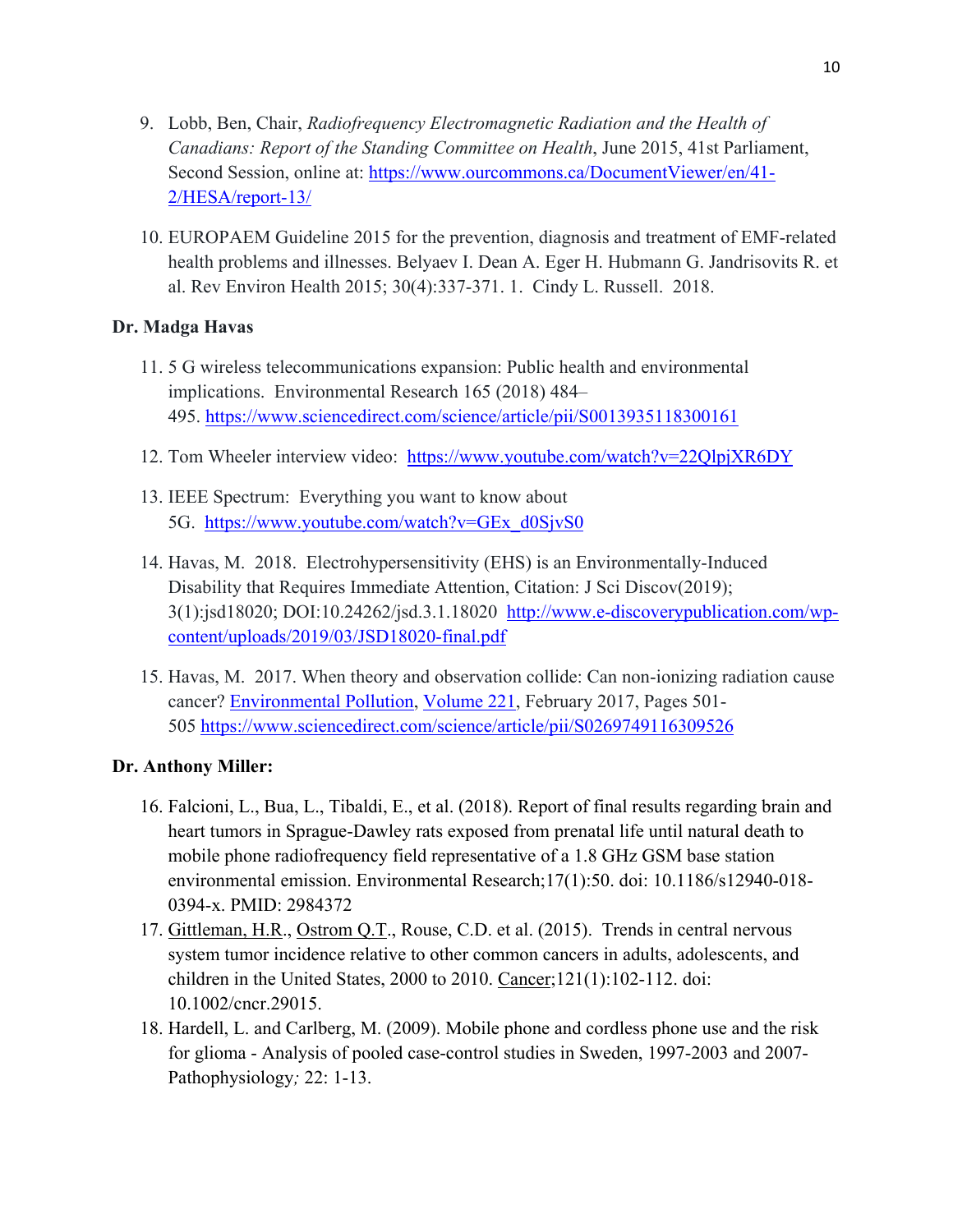9. Lobb, Ben, Chair, *Radiofrequency Electromagnetic Radiation and the Health of Canadians: Report of the Standing Committee on Health*, June 2015, 41st Parliament, Second Session, online at: https://www.ourcommons.ca/DocumentViewer/en/41-2/HESA/report-13/

10. EUROPAEM Guideline 2015 for the prevention, diagnosis and treatment of EMF-related health problems and illnesses. Belyaev I. Dean A. Eger H. Hubmann G. Jandrisovits R. et al. Rev Environ Health 2015; 30(4):337-371. 1. Cindy L. Russell. 2018.

**Dr. Madga Havas**

11. 5 G wireless telecommunications expansion: Public health and environmental implications. Environmental Research 165 (2018) 484–495. https://www.sciencedirect.com/science/article/pii/S0013935118300161

12. Tom Wheeler interview video: https://www.youtube.com/watch?v=22QlpjXR6DY

13. IEEE Spectrum: Everything you want to know about 5G. https://www.youtube.com/watch?v=GEx_d0SjvS0

14. Havas, M. 2018. Electrohypersensitivity (EHS) is an Environmentally-Induced Disability that Requires Immediate Attention, Citation: J Sci Discov(2019); 3(1):jsd18020; DOI:10.24262/jsd.3.1.18020 http://www.e-discoverypublication.com/wp-content/uploads/2019/03/JSD18020-final.pdf

15. Havas, M. 2017. When theory and observation collide: Can non-ionizing radiation cause cancer? Environmental Pollution, Volume 221, February 2017, Pages 501-505 https://www.sciencedirect.com/science/article/pii/S0269749116309526

**Dr. Anthony Miller:**

16. Falcioni, L., Bua, L., Tibaldi, E., et al. (2018). Report of final results regarding brain and heart tumors in Sprague-Dawley rats exposed from prenatal life until natural death to mobile phone radiofrequency field representative of a 1.8 GHz GSM base station environmental emission. Environmental Research;17(1):50. doi: 10.1186/s12940-018-0394-x. PMID: 2984372
17. Gittleman, H.R., Ostrom Q.T., Rouse, C.D. et al. (2015). Trends in central nervous system tumor incidence relative to other common cancers in adults, adolescents, and children in the United States, 2000 to 2010. Cancer;121(1):102-112. doi: 10.1002/cncr.29015.
18. Hardell, L. and Carlberg, M. (2009). Mobile phone and cordless phone use and the risk for glioma - Analysis of pooled case-control studies in Sweden, 1997-2003 and 2007-Pathophysiology*;* 22: 1-13.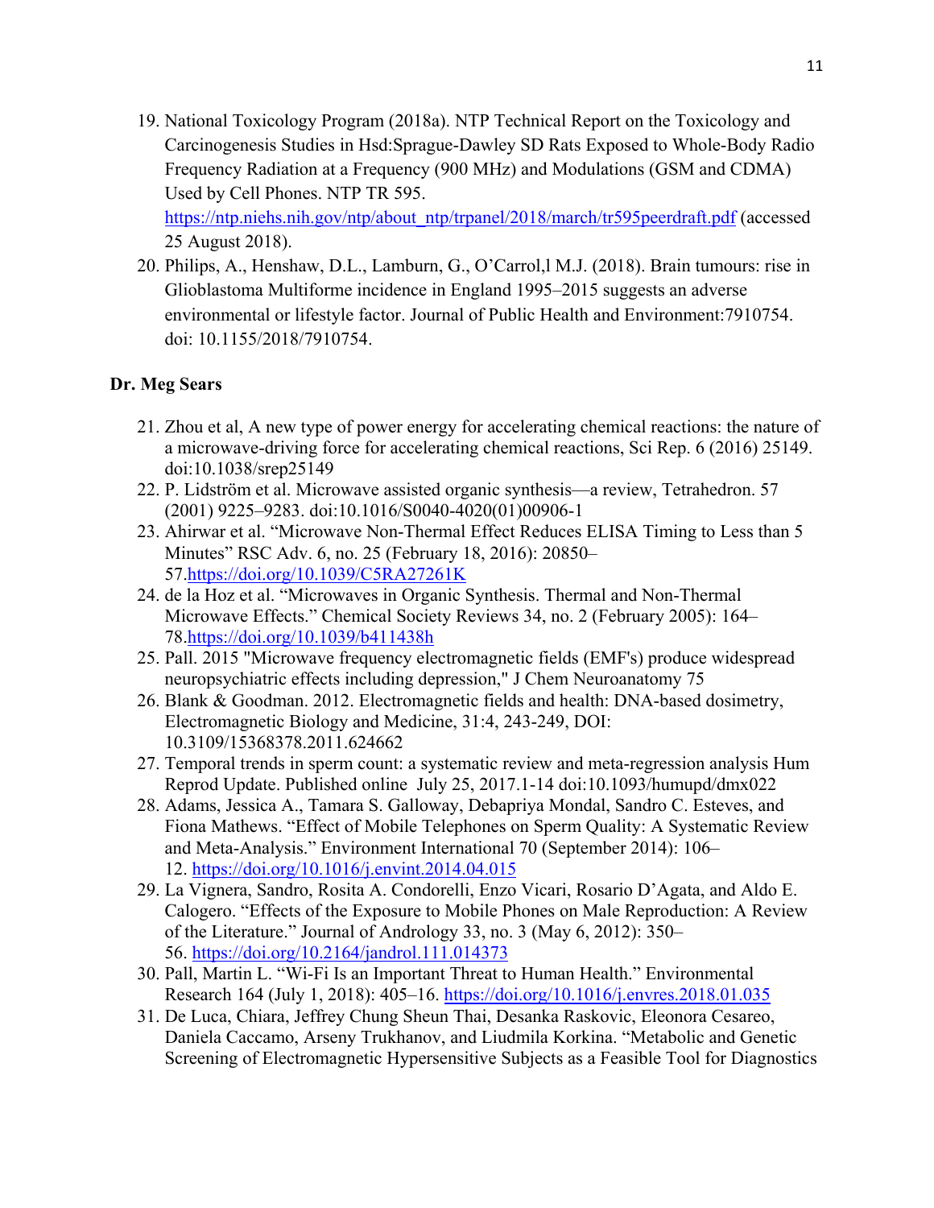19. National Toxicology Program (2018a). NTP Technical Report on the Toxicology and Carcinogenesis Studies in Hsd:Sprague-Dawley SD Rats Exposed to Whole-Body Radio Frequency Radiation at a Frequency (900 MHz) and Modulations (GSM and CDMA) Used by Cell Phones. NTP TR 595. https://ntp.niehs.nih.gov/ntp/about_ntp/trpanel/2018/march/tr595peerdraft.pdf (accessed 25 August 2018).
20. Philips, A., Henshaw, D.L., Lamburn, G., O'Carrol,l M.J. (2018). Brain tumours: rise in Glioblastoma Multiforme incidence in England 1995–2015 suggests an adverse environmental or lifestyle factor. Journal of Public Health and Environment:7910754. doi: 10.1155/2018/7910754.

**Dr. Meg Sears**

21. Zhou et al, A new type of power energy for accelerating chemical reactions: the nature of a microwave-driving force for accelerating chemical reactions, Sci Rep. 6 (2016) 25149. doi:10.1038/srep25149
22. P. Lidström et al. Microwave assisted organic synthesis—a review, Tetrahedron. 57 (2001) 9225–9283. doi:10.1016/S0040-4020(01)00906-1
23. Ahirwar et al. "Microwave Non-Thermal Effect Reduces ELISA Timing to Less than 5 Minutes" RSC Adv. 6, no. 25 (February 18, 2016): 20850–57.https://doi.org/10.1039/C5RA27261K
24. de la Hoz et al. "Microwaves in Organic Synthesis. Thermal and Non-Thermal Microwave Effects." Chemical Society Reviews 34, no. 2 (February 2005): 164–78.https://doi.org/10.1039/b411438h
25. Pall. 2015 "Microwave frequency electromagnetic fields (EMF's) produce widespread neuropsychiatric effects including depression," J Chem Neuroanatomy 75
26. Blank & Goodman. 2012. Electromagnetic fields and health: DNA-based dosimetry, Electromagnetic Biology and Medicine, 31:4, 243-249, DOI: 10.3109/15368378.2011.624662
27. Temporal trends in sperm count: a systematic review and meta-regression analysis Hum Reprod Update. Published online July 25, 2017.1-14 doi:10.1093/humupd/dmx022
28. Adams, Jessica A., Tamara S. Galloway, Debapriya Mondal, Sandro C. Esteves, and Fiona Mathews. "Effect of Mobile Telephones on Sperm Quality: A Systematic Review and Meta-Analysis." Environment International 70 (September 2014): 106–12. https://doi.org/10.1016/j.envint.2014.04.015
29. La Vignera, Sandro, Rosita A. Condorelli, Enzo Vicari, Rosario D'Agata, and Aldo E. Calogero. "Effects of the Exposure to Mobile Phones on Male Reproduction: A Review of the Literature." Journal of Andrology 33, no. 3 (May 6, 2012): 350–56. https://doi.org/10.2164/jandrol.111.014373
30. Pall, Martin L. "Wi-Fi Is an Important Threat to Human Health." Environmental Research 164 (July 1, 2018): 405–16. https://doi.org/10.1016/j.envres.2018.01.035
31. De Luca, Chiara, Jeffrey Chung Sheun Thai, Desanka Raskovic, Eleonora Cesareo, Daniela Caccamo, Arseny Trukhanov, and Liudmila Korkina. "Metabolic and Genetic Screening of Electromagnetic Hypersensitive Subjects as a Feasible Tool for Diagnostics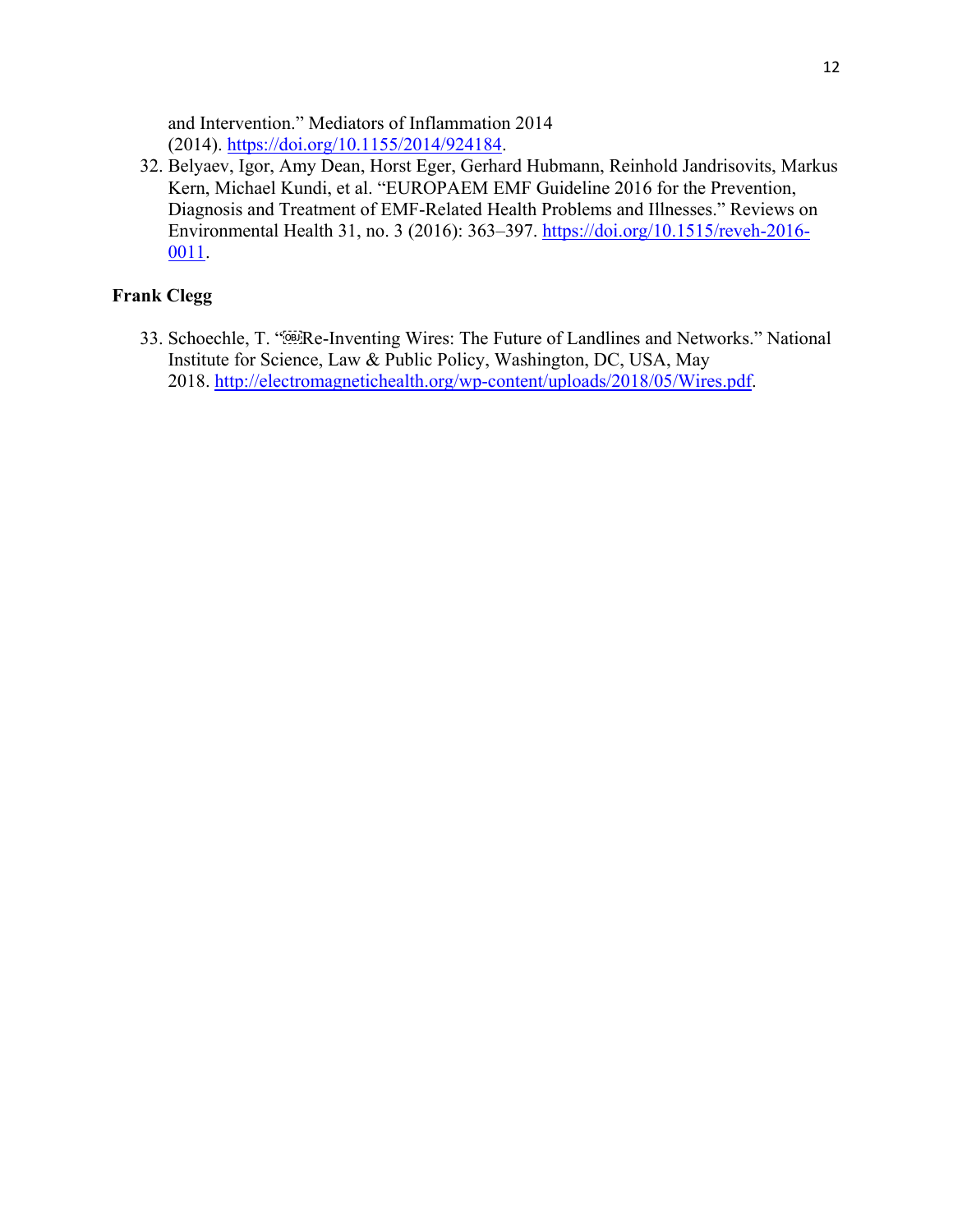and Intervention." Mediators of Inflammation 2014 (2014). https://doi.org/10.1155/2014/924184.

32. Belyaev, Igor, Amy Dean, Horst Eger, Gerhard Hubmann, Reinhold Jandrisovits, Markus Kern, Michael Kundi, et al. "EUROPAEM EMF Guideline 2016 for the Prevention, Diagnosis and Treatment of EMF-Related Health Problems and Illnesses." Reviews on Environmental Health 31, no. 3 (2016): 363–397. https://doi.org/10.1515/reveh-2016-0011.

**Frank Clegg**

33. Schoechle, T. "Re-Inventing Wires: The Future of Landlines and Networks." National Institute for Science, Law & Public Policy, Washington, DC, USA, May 2018. http://electromagnetichealth.org/wp-content/uploads/2018/05/Wires.pdf.